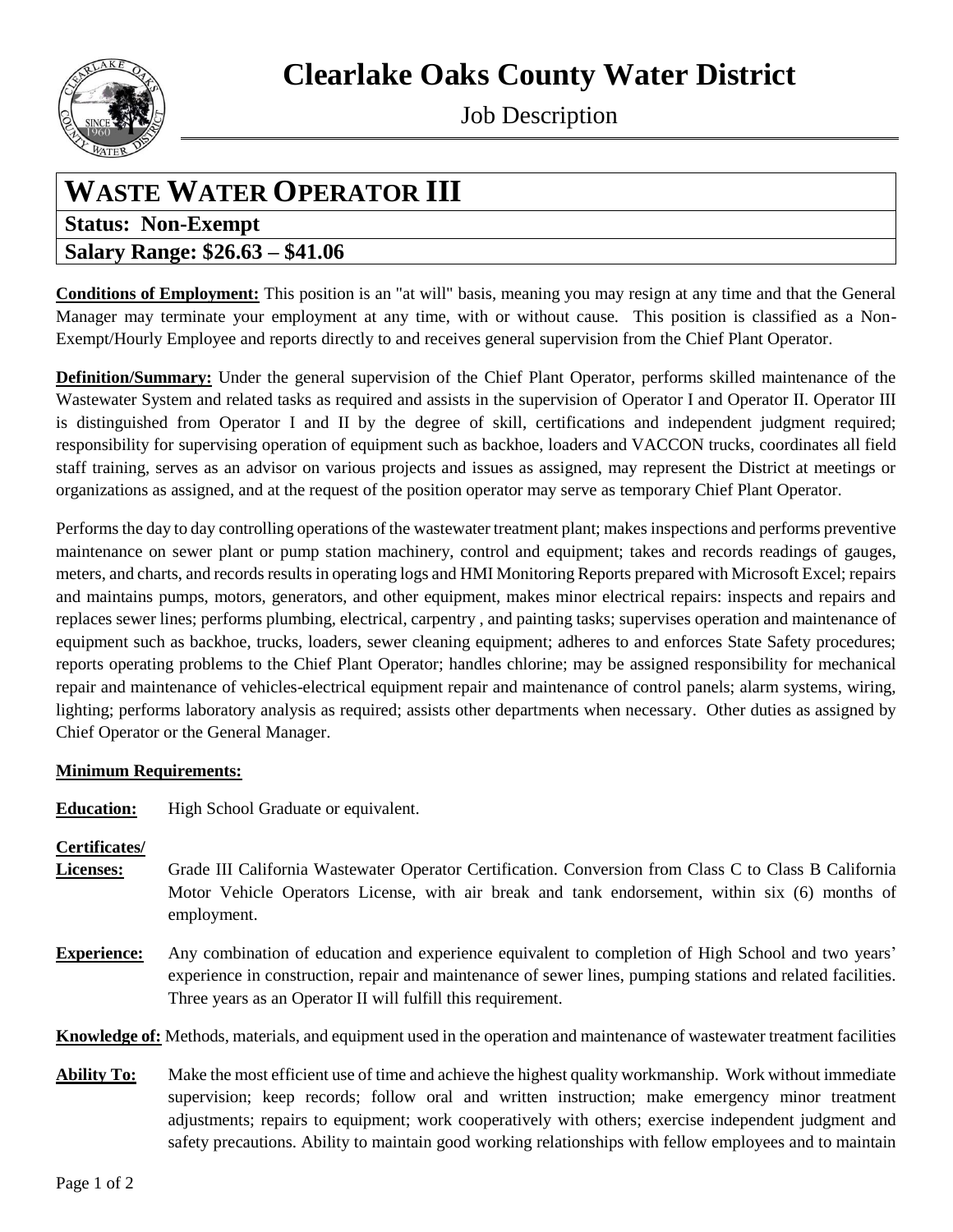# Clearlake Oaks County Water District

Job Description

## WASTE WATER OPERATOR III

**Status: Non-Exempt**

**Salary Range: $26.63 – $41.06**

**Conditions of Employment:** This position is an "at will" basis, meaning you may resign at any time and that the General Manager may terminate your employment at any time, with or without cause. This position is classified as a Non-Exempt/Hourly Employee and reports directly to and receives general supervision from the Chief Plant Operator.

**Definition/Summary:** Under the general supervision of the Chief Plant Operator, performs skilled maintenance of the Wastewater System and related tasks as required and assists in the supervision of Operator I and Operator II. Operator III is distinguished from Operator I and II by the degree of skill, certifications and independent judgment required; responsibility for supervising operation of equipment such as backhoe, loaders and VACCON trucks, coordinates all field staff training, serves as an advisor on various projects and issues as assigned, may represent the District at meetings or organizations as assigned, and at the request of the position operator may serve as temporary Chief Plant Operator.

Performs the day to day controlling operations of the wastewater treatment plant; makes inspections and performs preventive maintenance on sewer plant or pump station machinery, control and equipment; takes and records readings of gauges, meters, and charts, and records results in operating logs and HMI Monitoring Reports prepared with Microsoft Excel; repairs and maintains pumps, motors, generators, and other equipment, makes minor electrical repairs: inspects and repairs and replaces sewer lines; performs plumbing, electrical, carpentry , and painting tasks; supervises operation and maintenance of equipment such as backhoe, trucks, loaders, sewer cleaning equipment; adheres to and enforces State Safety procedures; reports operating problems to the Chief Plant Operator; handles chlorine; may be assigned responsibility for mechanical repair and maintenance of vehicles-electrical equipment repair and maintenance of control panels; alarm systems, wiring, lighting; performs laboratory analysis as required; assists other departments when necessary. Other duties as assigned by Chief Operator or the General Manager.

**Minimum Requirements:**

**Education:** High School Graduate or equivalent.

**Certificates/ Licenses:** Grade III California Wastewater Operator Certification. Conversion from Class C to Class B California Motor Vehicle Operators License, with air break and tank endorsement, within six (6) months of employment.

**Experience:** Any combination of education and experience equivalent to completion of High School and two years' experience in construction, repair and maintenance of sewer lines, pumping stations and related facilities. Three years as an Operator II will fulfill this requirement.

**Knowledge of:** Methods, materials, and equipment used in the operation and maintenance of wastewater treatment facilities

**Ability To:** Make the most efficient use of time and achieve the highest quality workmanship. Work without immediate supervision; keep records; follow oral and written instruction; make emergency minor treatment adjustments; repairs to equipment; work cooperatively with others; exercise independent judgment and safety precautions. Ability to maintain good working relationships with fellow employees and to maintain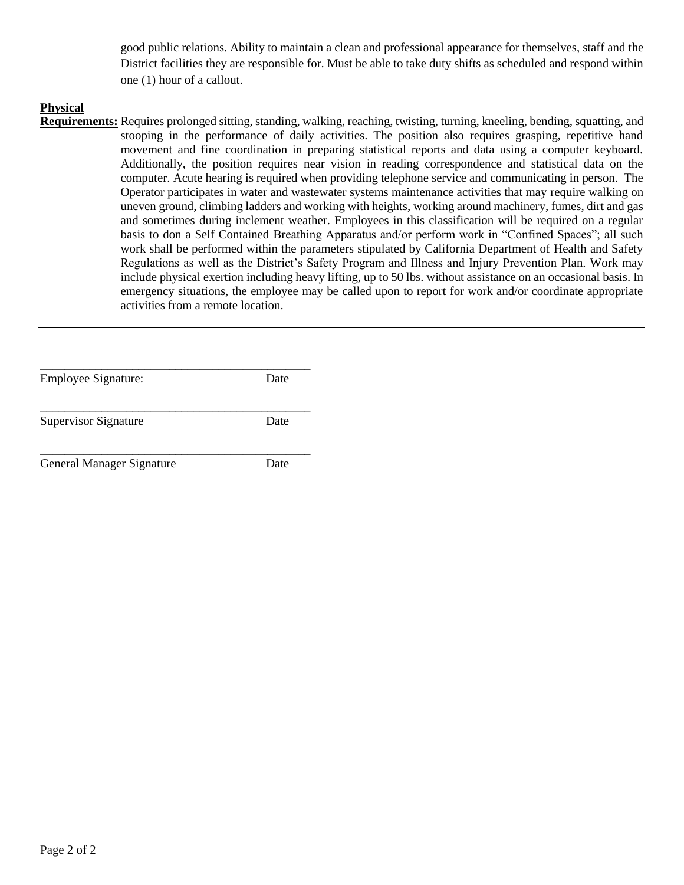good public relations. Ability to maintain a clean and professional appearance for themselves, staff and the District facilities they are responsible for. Must be able to take duty shifts as scheduled and respond within one (1) hour of a callout.

**Physical Requirements:** Requires prolonged sitting, standing, walking, reaching, twisting, turning, kneeling, bending, squatting, and stooping in the performance of daily activities. The position also requires grasping, repetitive hand movement and fine coordination in preparing statistical reports and data using a computer keyboard. Additionally, the position requires near vision in reading correspondence and statistical data on the computer. Acute hearing is required when providing telephone service and communicating in person. The Operator participates in water and wastewater systems maintenance activities that may require walking on uneven ground, climbing ladders and working with heights, working around machinery, fumes, dirt and gas and sometimes during inclement weather. Employees in this classification will be required on a regular basis to don a Self Contained Breathing Apparatus and/or perform work in "Confined Spaces"; all such work shall be performed within the parameters stipulated by California Department of Health and Safety Regulations as well as the District's Safety Program and Illness and Injury Prevention Plan. Work may include physical exertion including heavy lifting, up to 50 lbs. without assistance on an occasional basis. In emergency situations, the employee may be called upon to report for work and/or coordinate appropriate activities from a remote location.

---

______________________________________________
Employee Signature: Date

______________________________________________
Supervisor Signature Date

______________________________________________
General Manager Signature Date